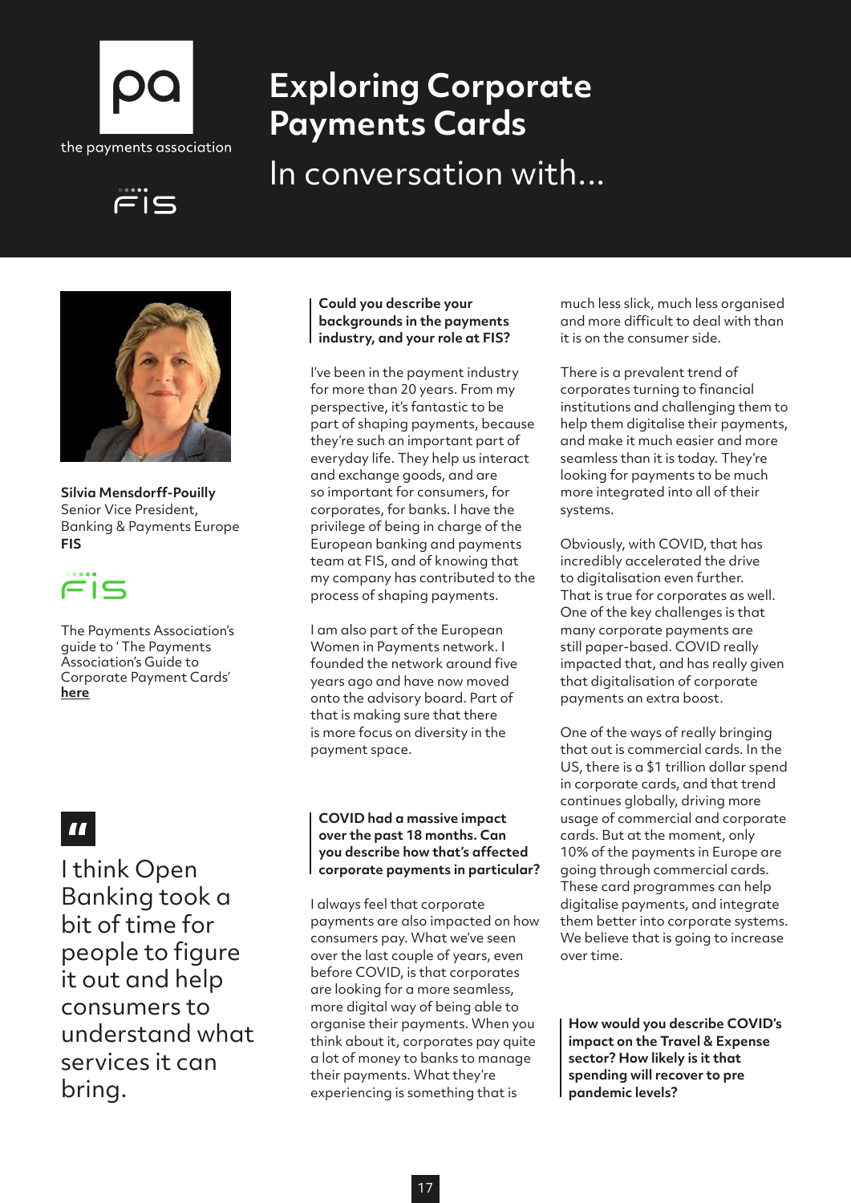the payments association

# Exploring Corporate Payments Cards

## In conversation with...

**Silvia Mensdorff-Pouilly**
Senior Vice President,
Banking & Payments Europe
**FIS**

The Payments Association's guide to ' The Payments Association's Guide to Corporate Payment Cards' **here**

> I think Open Banking took a bit of time for people to figure it out and help consumers to understand what services it can bring.

**Could you describe your backgrounds in the payments industry, and your role at FIS?**

I've been in the payment industry for more than 20 years. From my perspective, it's fantastic to be part of shaping payments, because they're such an important part of everyday life. They help us interact and exchange goods, and are so important for consumers, for corporates, for banks. I have the privilege of being in charge of the European banking and payments team at FIS, and of knowing that my company has contributed to the process of shaping payments.

I am also part of the European Women in Payments network. I founded the network around five years ago and have now moved onto the advisory board. Part of that is making sure that there is more focus on diversity in the payment space.

**COVID had a massive impact over the past 18 months. Can you describe how that's affected corporate payments in particular?**

I always feel that corporate payments are also impacted on how consumers pay. What we've seen over the last couple of years, even before COVID, is that corporates are looking for a more seamless, more digital way of being able to organise their payments. When you think about it, corporates pay quite a lot of money to banks to manage their payments. What they're experiencing is something that is much less slick, much less organised and more difficult to deal with than it is on the consumer side.

There is a prevalent trend of corporates turning to financial institutions and challenging them to help them digitalise their payments, and make it much easier and more seamless than it is today. They're looking for payments to be much more integrated into all of their systems.

Obviously, with COVID, that has incredibly accelerated the drive to digitalisation even further. That is true for corporates as well. One of the key challenges is that many corporate payments are still paper-based. COVID really impacted that, and has really given that digitalisation of corporate payments an extra boost.

One of the ways of really bringing that out is commercial cards. In the US, there is a $1 trillion dollar spend in corporate cards, and that trend continues globally, driving more usage of commercial and corporate cards. But at the moment, only 10% of the payments in Europe are going through commercial cards. These card programmes can help digitalise payments, and integrate them better into corporate systems. We believe that is going to increase over time.

**How would you describe COVID's impact on the Travel & Expense sector? How likely is it that spending will recover to pre pandemic levels?**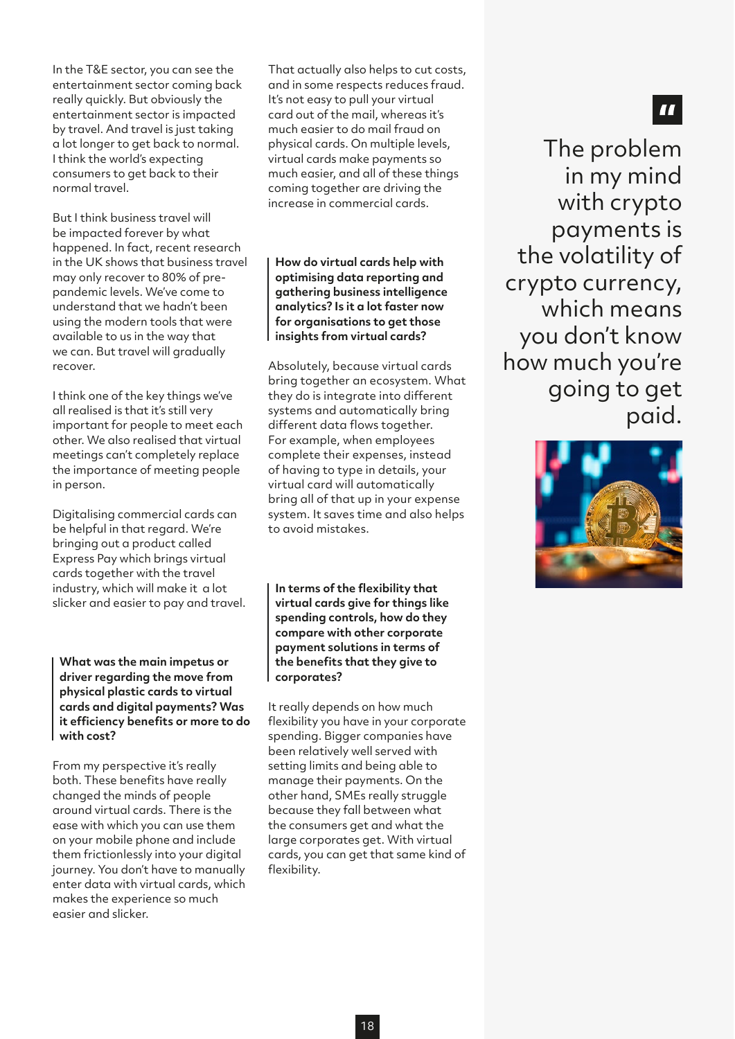In the T&E sector, you can see the entertainment sector coming back really quickly. But obviously the entertainment sector is impacted by travel. And travel is just taking a lot longer to get back to normal. I think the world's expecting consumers to get back to their normal travel.

But I think business travel will be impacted forever by what happened. In fact, recent research in the UK shows that business travel may only recover to 80% of pre-pandemic levels. We've come to understand that we hadn't been using the modern tools that were available to us in the way that we can. But travel will gradually recover.

I think one of the key things we've all realised is that it's still very important for people to meet each other. We also realised that virtual meetings can't completely replace the importance of meeting people in person.

Digitalising commercial cards can be helpful in that regard. We're bringing out a product called Express Pay which brings virtual cards together with the travel industry, which will make it a lot slicker and easier to pay and travel.

**What was the main impetus or driver regarding the move from physical plastic cards to virtual cards and digital payments? Was it efficiency benefits or more to do with cost?**

From my perspective it's really both. These benefits have really changed the minds of people around virtual cards. There is the ease with which you can use them on your mobile phone and include them frictionlessly into your digital journey. You don't have to manually enter data with virtual cards, which makes the experience so much easier and slicker.

That actually also helps to cut costs, and in some respects reduces fraud. It's not easy to pull your virtual card out of the mail, whereas it's much easier to do mail fraud on physical cards. On multiple levels, virtual cards make payments so much easier, and all of these things coming together are driving the increase in commercial cards.

**How do virtual cards help with optimising data reporting and gathering business intelligence analytics? Is it a lot faster now for organisations to get those insights from virtual cards?**

Absolutely, because virtual cards bring together an ecosystem. What they do is integrate into different systems and automatically bring different data flows together. For example, when employees complete their expenses, instead of having to type in details, your virtual card will automatically bring all of that up in your expense system. It saves time and also helps to avoid mistakes.

**In terms of the flexibility that virtual cards give for things like spending controls, how do they compare with other corporate payment solutions in terms of the benefits that they give to corporates?**

It really depends on how much flexibility you have in your corporate spending. Bigger companies have been relatively well served with setting limits and being able to manage their payments. On the other hand, SMEs really struggle because they fall between what the consumers get and what the large corporates get. With virtual cards, you can get that same kind of flexibility.

> The problem in my mind with crypto payments is the volatility of crypto currency, which means you don't know how much you're going to get paid.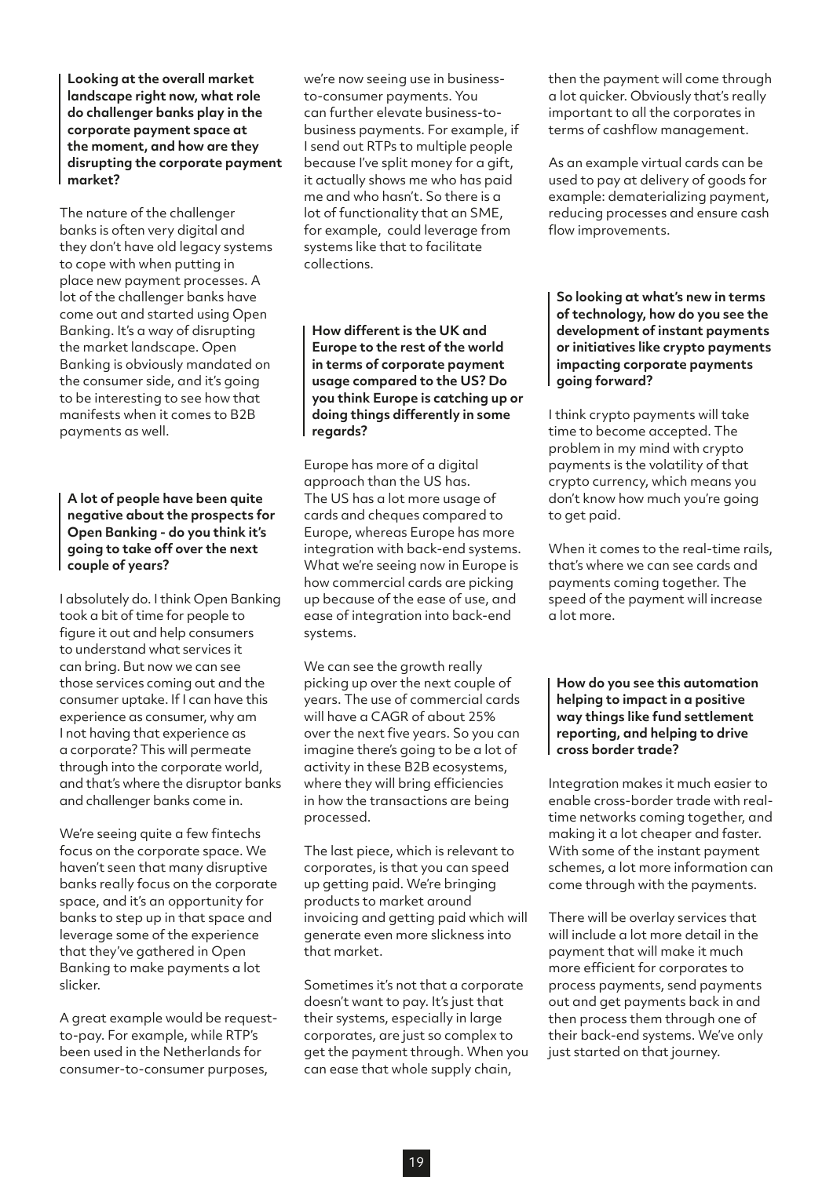**Looking at the overall market landscape right now, what role do challenger banks play in the corporate payment space at the moment, and how are they disrupting the corporate payment market?**

The nature of the challenger banks is often very digital and they don't have old legacy systems to cope with when putting in place new payment processes. A lot of the challenger banks have come out and started using Open Banking. It's a way of disrupting the market landscape. Open Banking is obviously mandated on the consumer side, and it's going to be interesting to see how that manifests when it comes to B2B payments as well.

**A lot of people have been quite negative about the prospects for Open Banking - do you think it's going to take off over the next couple of years?**

I absolutely do. I think Open Banking took a bit of time for people to figure it out and help consumers to understand what services it can bring. But now we can see those services coming out and the consumer uptake. If I can have this experience as consumer, why am I not having that experience as a corporate? This will permeate through into the corporate world, and that's where the disruptor banks and challenger banks come in.

We're seeing quite a few fintechs focus on the corporate space. We haven't seen that many disruptive banks really focus on the corporate space, and it's an opportunity for banks to step up in that space and leverage some of the experience that they've gathered in Open Banking to make payments a lot slicker.

A great example would be request-to-pay. For example, while RTP's been used in the Netherlands for consumer-to-consumer purposes, we're now seeing use in business-to-consumer payments. You can further elevate business-to-business payments. For example, if I send out RTPs to multiple people because I've split money for a gift, it actually shows me who has paid me and who hasn't. So there is a lot of functionality that an SME, for example, could leverage from systems like that to facilitate collections.

**How different is the UK and Europe to the rest of the world in terms of corporate payment usage compared to the US? Do you think Europe is catching up or doing things differently in some regards?**

Europe has more of a digital approach than the US has. The US has a lot more usage of cards and cheques compared to Europe, whereas Europe has more integration with back-end systems. What we're seeing now in Europe is how commercial cards are picking up because of the ease of use, and ease of integration into back-end systems.

We can see the growth really picking up over the next couple of years. The use of commercial cards will have a CAGR of about 25% over the next five years. So you can imagine there's going to be a lot of activity in these B2B ecosystems, where they will bring efficiencies in how the transactions are being processed.

The last piece, which is relevant to corporates, is that you can speed up getting paid. We're bringing products to market around invoicing and getting paid which will generate even more slickness into that market.

Sometimes it's not that a corporate doesn't want to pay. It's just that their systems, especially in large corporates, are just so complex to get the payment through. When you can ease that whole supply chain, then the payment will come through a lot quicker. Obviously that's really important to all the corporates in terms of cashflow management.

As an example virtual cards can be used to pay at delivery of goods for example: dematerializing payment, reducing processes and ensure cash flow improvements.

**So looking at what's new in terms of technology, how do you see the development of instant payments or initiatives like crypto payments impacting corporate payments going forward?**

I think crypto payments will take time to become accepted. The problem in my mind with crypto payments is the volatility of that crypto currency, which means you don't know how much you're going to get paid.

When it comes to the real-time rails, that's where we can see cards and payments coming together. The speed of the payment will increase a lot more.

**How do you see this automation helping to impact in a positive way things like fund settlement reporting, and helping to drive cross border trade?**

Integration makes it much easier to enable cross-border trade with real-time networks coming together, and making it a lot cheaper and faster. With some of the instant payment schemes, a lot more information can come through with the payments.

There will be overlay services that will include a lot more detail in the payment that will make it much more efficient for corporates to process payments, send payments out and get payments back in and then process them through one of their back-end systems. We've only just started on that journey.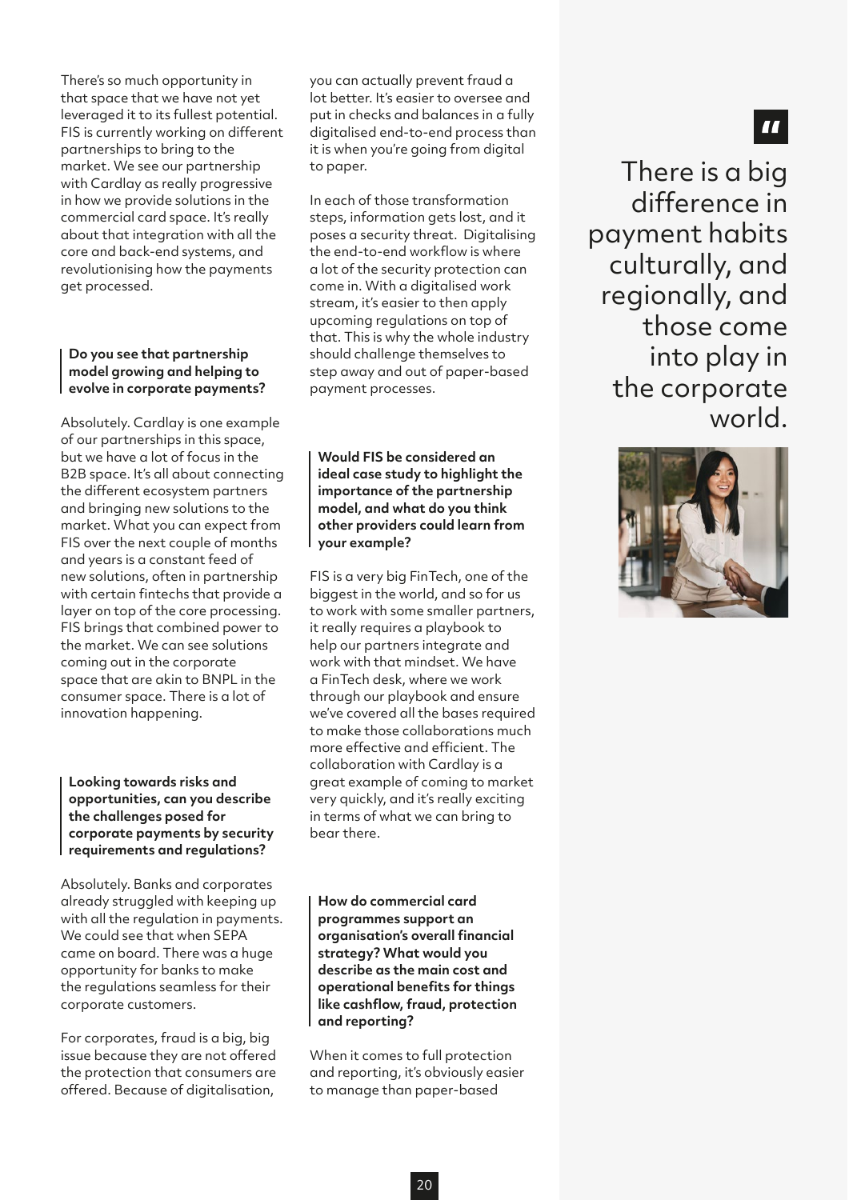There's so much opportunity in that space that we have not yet leveraged it to its fullest potential. FIS is currently working on different partnerships to bring to the market. We see our partnership with Cardlay as really progressive in how we provide solutions in the commercial card space. It's really about that integration with all the core and back-end systems, and revolutionising how the payments get processed.

**Do you see that partnership model growing and helping to evolve in corporate payments?**

Absolutely. Cardlay is one example of our partnerships in this space, but we have a lot of focus in the B2B space. It's all about connecting the different ecosystem partners and bringing new solutions to the market. What you can expect from FIS over the next couple of months and years is a constant feed of new solutions, often in partnership with certain fintechs that provide a layer on top of the core processing. FIS brings that combined power to the market. We can see solutions coming out in the corporate space that are akin to BNPL in the consumer space. There is a lot of innovation happening.

**Looking towards risks and opportunities, can you describe the challenges posed for corporate payments by security requirements and regulations?**

Absolutely. Banks and corporates already struggled with keeping up with all the regulation in payments. We could see that when SEPA came on board. There was a huge opportunity for banks to make the regulations seamless for their corporate customers.

For corporates, fraud is a big, big issue because they are not offered the protection that consumers are offered. Because of digitalisation, you can actually prevent fraud a lot better. It's easier to oversee and put in checks and balances in a fully digitalised end-to-end process than it is when you're going from digital to paper.

In each of those transformation steps, information gets lost, and it poses a security threat. Digitalising the end-to-end workflow is where a lot of the security protection can come in. With a digitalised work stream, it's easier to then apply upcoming regulations on top of that. This is why the whole industry should challenge themselves to step away and out of paper-based payment processes.

**Would FIS be considered an ideal case study to highlight the importance of the partnership model, and what do you think other providers could learn from your example?**

FIS is a very big FinTech, one of the biggest in the world, and so for us to work with some smaller partners, it really requires a playbook to help our partners integrate and work with that mindset. We have a FinTech desk, where we work through our playbook and ensure we've covered all the bases required to make those collaborations much more effective and efficient. The collaboration with Cardlay is a great example of coming to market very quickly, and it's really exciting in terms of what we can bring to bear there.

**How do commercial card programmes support an organisation's overall financial strategy? What would you describe as the main cost and operational benefits for things like cashflow, fraud, protection and reporting?**

When it comes to full protection and reporting, it's obviously easier to manage than paper-based

> There is a big difference in payment habits culturally, and regionally, and those come into play in the corporate world.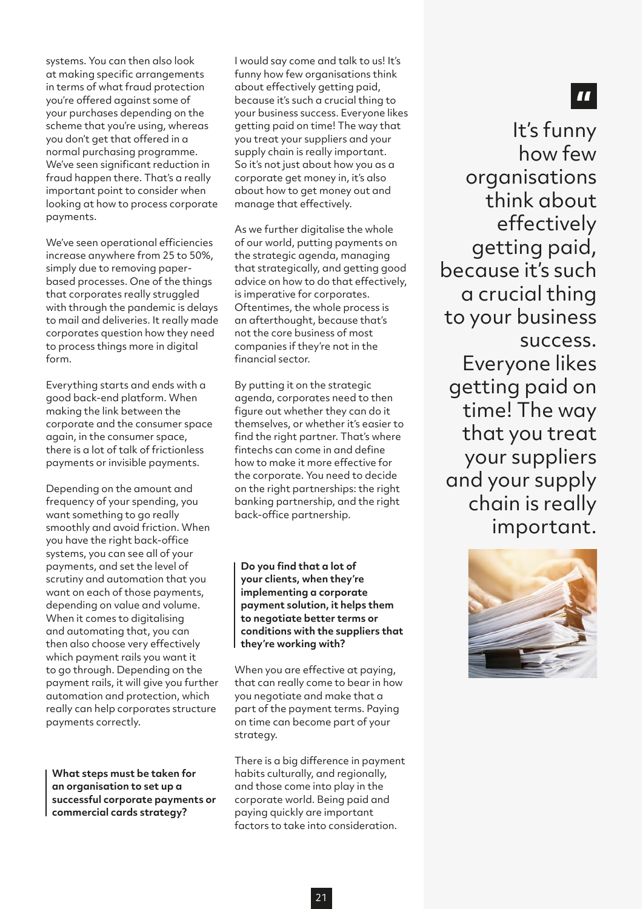systems. You can then also look at making specific arrangements in terms of what fraud protection you're offered against some of your purchases depending on the scheme that you're using, whereas you don't get that offered in a normal purchasing programme. We've seen significant reduction in fraud happen there. That's a really important point to consider when looking at how to process corporate payments.

We've seen operational efficiencies increase anywhere from 25 to 50%, simply due to removing paper-based processes. One of the things that corporates really struggled with through the pandemic is delays to mail and deliveries. It really made corporates question how they need to process things more in digital form.

Everything starts and ends with a good back-end platform. When making the link between the corporate and the consumer space again, in the consumer space, there is a lot of talk of frictionless payments or invisible payments.

Depending on the amount and frequency of your spending, you want something to go really smoothly and avoid friction. When you have the right back-office systems, you can see all of your payments, and set the level of scrutiny and automation that you want on each of those payments, depending on value and volume. When it comes to digitalising and automating that, you can then also choose very effectively which payment rails you want it to go through. Depending on the payment rails, it will give you further automation and protection, which really can help corporates structure payments correctly.

**What steps must be taken for an organisation to set up a successful corporate payments or commercial cards strategy?**

I would say come and talk to us! It's funny how few organisations think about effectively getting paid, because it's such a crucial thing to your business success. Everyone likes getting paid on time! The way that you treat your suppliers and your supply chain is really important. So it's not just about how you as a corporate get money in, it's also about how to get money out and manage that effectively.

As we further digitalise the whole of our world, putting payments on the strategic agenda, managing that strategically, and getting good advice on how to do that effectively, is imperative for corporates. Oftentimes, the whole process is an afterthought, because that's not the core business of most companies if they're not in the financial sector.

By putting it on the strategic agenda, corporates need to then figure out whether they can do it themselves, or whether it's easier to find the right partner. That's where fintechs can come in and define how to make it more effective for the corporate. You need to decide on the right partnerships: the right banking partnership, and the right back-office partnership.

**Do you find that a lot of your clients, when they're implementing a corporate payment solution, it helps them to negotiate better terms or conditions with the suppliers that they're working with?**

When you are effective at paying, that can really come to bear in how you negotiate and make that a part of the payment terms. Paying on time can become part of your strategy.

There is a big difference in payment habits culturally, and regionally, and those come into play in the corporate world. Being paid and paying quickly are important factors to take into consideration.

> It's funny how few organisations think about effectively getting paid, because it's such a crucial thing to your business success. Everyone likes getting paid on time! The way that you treat your suppliers and your supply chain is really important.